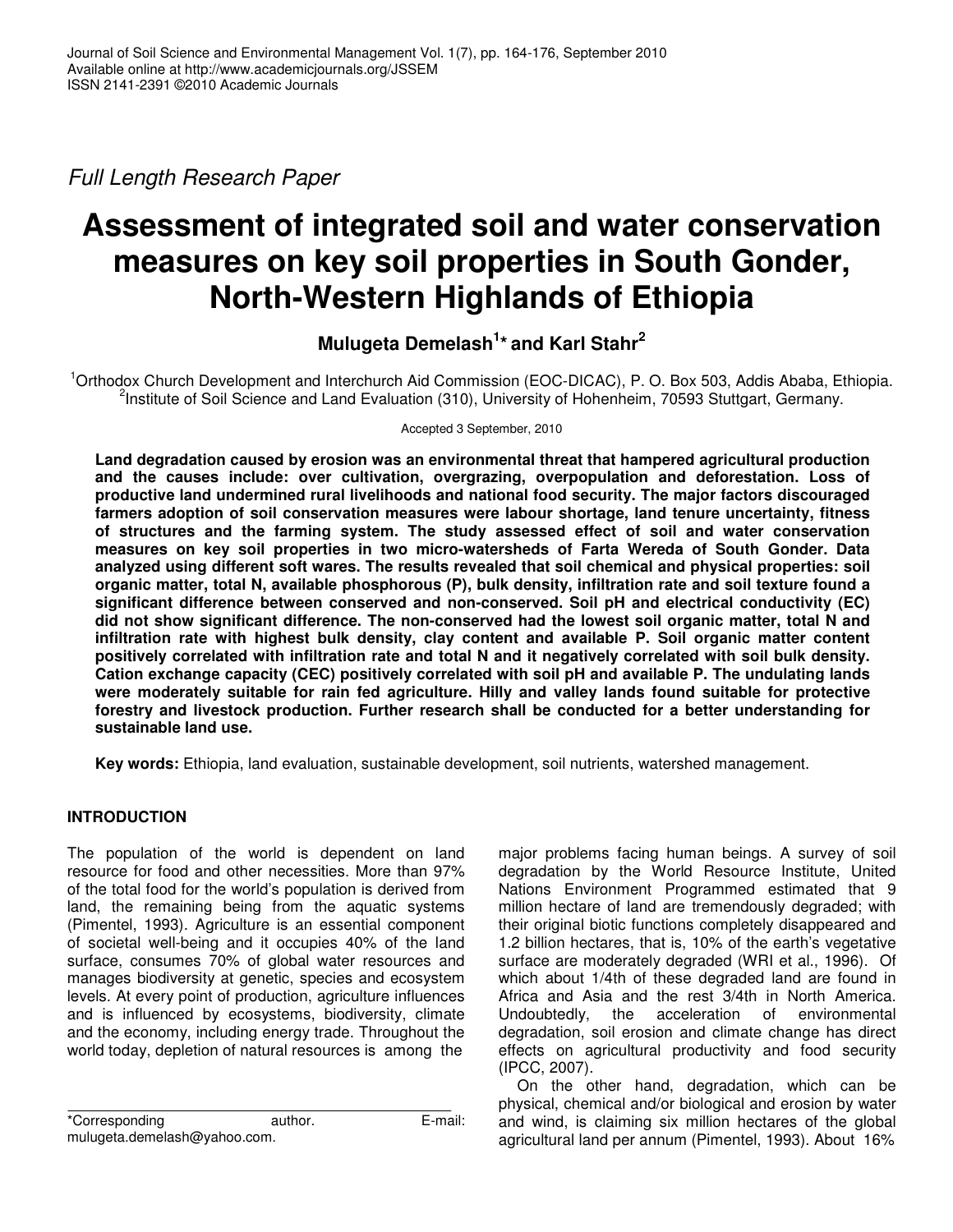*Full Length Research Paper*

# Assessment of integrated soil and water conservation measures on key soil properties in South Gonder, North-Western Highlands of Ethiopia

**Mulugeta Demelash[1]* and Karl Stahr[2]**

[1]Orthodox Church Development and Interchurch Aid Commission (EOC-DICAC), P. O. Box 503, Addis Ababa, Ethiopia.
[2]Institute of Soil Science and Land Evaluation (310), University of Hohenheim, 70593 Stuttgart, Germany.

Accepted 3 September, 2010

**Land degradation caused by erosion was an environmental threat that hampered agricultural production and the causes include: over cultivation, overgrazing, overpopulation and deforestation. Loss of productive land undermined rural livelihoods and national food security. The major factors discouraged farmers adoption of soil conservation measures were labour shortage, land tenure uncertainty, fitness of structures and the farming system. The study assessed effect of soil and water conservation measures on key soil properties in two micro-watersheds of Farta Wereda of South Gonder. Data analyzed using different soft wares. The results revealed that soil chemical and physical properties: soil organic matter, total N, available phosphorous (P), bulk density, infiltration rate and soil texture found a significant difference between conserved and non-conserved. Soil pH and electrical conductivity (EC) did not show significant difference. The non-conserved had the lowest soil organic matter, total N and infiltration rate with highest bulk density, clay content and available P. Soil organic matter content positively correlated with infiltration rate and total N and it negatively correlated with soil bulk density. Cation exchange capacity (CEC) positively correlated with soil pH and available P. The undulating lands were moderately suitable for rain fed agriculture. Hilly and valley lands found suitable for protective forestry and livestock production. Further research shall be conducted for a better understanding for sustainable land use.**

**Key words:** Ethiopia, land evaluation, sustainable development, soil nutrients, watershed management.

## INTRODUCTION

The population of the world is dependent on land resource for food and other necessities. More than 97% of the total food for the world's population is derived from land, the remaining being from the aquatic systems (Pimentel, 1993). Agriculture is an essential component of societal well-being and it occupies 40% of the land surface, consumes 70% of global water resources and manages biodiversity at genetic, species and ecosystem levels. At every point of production, agriculture influences and is influenced by ecosystems, biodiversity, climate and the economy, including energy trade. Throughout the world today, depletion of natural resources is among the major problems facing human beings. A survey of soil degradation by the World Resource Institute, United Nations Environment Programmed estimated that 9 million hectare of land are tremendously degraded; with their original biotic functions completely disappeared and 1.2 billion hectares, that is, 10% of the earth's vegetative surface are moderately degraded (WRI et al., 1996). Of which about 1/4th of these degraded land are found in Africa and Asia and the rest 3/4th in North America. Undoubtedly, the acceleration of environmental degradation, soil erosion and climate change has direct effects on agricultural productivity and food security (IPCC, 2007).

On the other hand, degradation, which can be physical, chemical and/or biological and erosion by water and wind, is claiming six million hectares of the global agricultural land per annum (Pimentel, 1993). About 16%

*Corresponding author. E-mail: mulugeta.demelash@yahoo.com.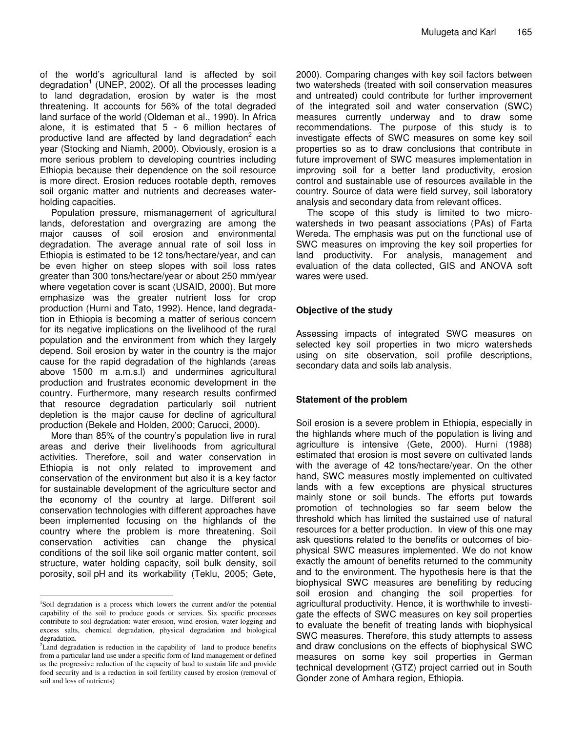of the world's agricultural land is affected by soil degradation[1] (UNEP, 2002). Of all the processes leading to land degradation, erosion by water is the most threatening. It accounts for 56% of the total degraded land surface of the world (Oldeman et al., 1990). In Africa alone, it is estimated that 5 - 6 million hectares of productive land are affected by land degradation[2] each year (Stocking and Niamh, 2000). Obviously, erosion is a more serious problem to developing countries including Ethiopia because their dependence on the soil resource is more direct. Erosion reduces rootable depth, removes soil organic matter and nutrients and decreases water-holding capacities.

Population pressure, mismanagement of agricultural lands, deforestation and overgrazing are among the major causes of soil erosion and environmental degradation. The average annual rate of soil loss in Ethiopia is estimated to be 12 tons/hectare/year, and can be even higher on steep slopes with soil loss rates greater than 300 tons/hectare/year or about 250 mm/year where vegetation cover is scant (USAID, 2000). But more emphasize was the greater nutrient loss for crop production (Hurni and Tato, 1992). Hence, land degradation in Ethiopia is becoming a matter of serious concern for its negative implications on the livelihood of the rural population and the environment from which they largely depend. Soil erosion by water in the country is the major cause for the rapid degradation of the highlands (areas above 1500 m a.m.s.l) and undermines agricultural production and frustrates economic development in the country. Furthermore, many research results confirmed that resource degradation particularly soil nutrient depletion is the major cause for decline of agricultural production (Bekele and Holden, 2000; Carucci, 2000).

More than 85% of the country's population live in rural areas and derive their livelihoods from agricultural activities. Therefore, soil and water conservation in Ethiopia is not only related to improvement and conservation of the environment but also it is a key factor for sustainable development of the agriculture sector and the economy of the country at large. Different soil conservation technologies with different approaches have been implemented focusing on the highlands of the country where the problem is more threatening. Soil conservation activities can change the physical conditions of the soil like soil organic matter content, soil structure, water holding capacity, soil bulk density, soil porosity, soil pH and its workability (Teklu, 2005; Gete, 2000). Comparing changes with key soil factors between two watersheds (treated with soil conservation measures and untreated) could contribute for further improvement of the integrated soil and water conservation (SWC) measures currently underway and to draw some recommendations. The purpose of this study is to investigate effects of SWC measures on some key soil properties so as to draw conclusions that contribute in future improvement of SWC measures implementation in improving soil for a better land productivity, erosion control and sustainable use of resources available in the country. Source of data were field survey, soil laboratory analysis and secondary data from relevant offices.

The scope of this study is limited to two micro-watersheds in two peasant associations (PAs) of Farta Wereda. The emphasis was put on the functional use of SWC measures on improving the key soil properties for land productivity. For analysis, management and evaluation of the data collected, GIS and ANOVA soft wares were used.

### Objective of the study

Assessing impacts of integrated SWC measures on selected key soil properties in two micro watersheds using on site observation, soil profile descriptions, secondary data and soils lab analysis.

### Statement of the problem

Soil erosion is a severe problem in Ethiopia, especially in the highlands where much of the population is living and agriculture is intensive (Gete, 2000). Hurni (1988) estimated that erosion is most severe on cultivated lands with the average of 42 tons/hectare/year. On the other hand, SWC measures mostly implemented on cultivated lands with a few exceptions are physical structures mainly stone or soil bunds. The efforts put towards promotion of technologies so far seem below the threshold which has limited the sustained use of natural resources for a better production. In view of this one may ask questions related to the benefits or outcomes of bio-physical SWC measures implemented. We do not know exactly the amount of benefits returned to the community and to the environment. The hypothesis here is that the biophysical SWC measures are benefiting by reducing soil erosion and changing the soil properties for agricultural productivity. Hence, it is worthwhile to investigate the effects of SWC measures on key soil properties to evaluate the benefit of treating lands with biophysical SWC measures. Therefore, this study attempts to assess and draw conclusions on the effects of biophysical SWC measures on some key soil properties in German technical development (GTZ) project carried out in South Gonder zone of Amhara region, Ethiopia.

---

[1]Soil degradation is a process which lowers the current and/or the potential capability of the soil to produce goods or services. Six specific processes contribute to soil degradation: water erosion, wind erosion, water logging and excess salts, chemical degradation, physical degradation and biological degradation.

[2]Land degradation is reduction in the capability of land to produce benefits from a particular land use under a specific form of land management or defined as the progressive reduction of the capacity of land to sustain life and provide food security and is a reduction in soil fertility caused by erosion (removal of soil and loss of nutrients)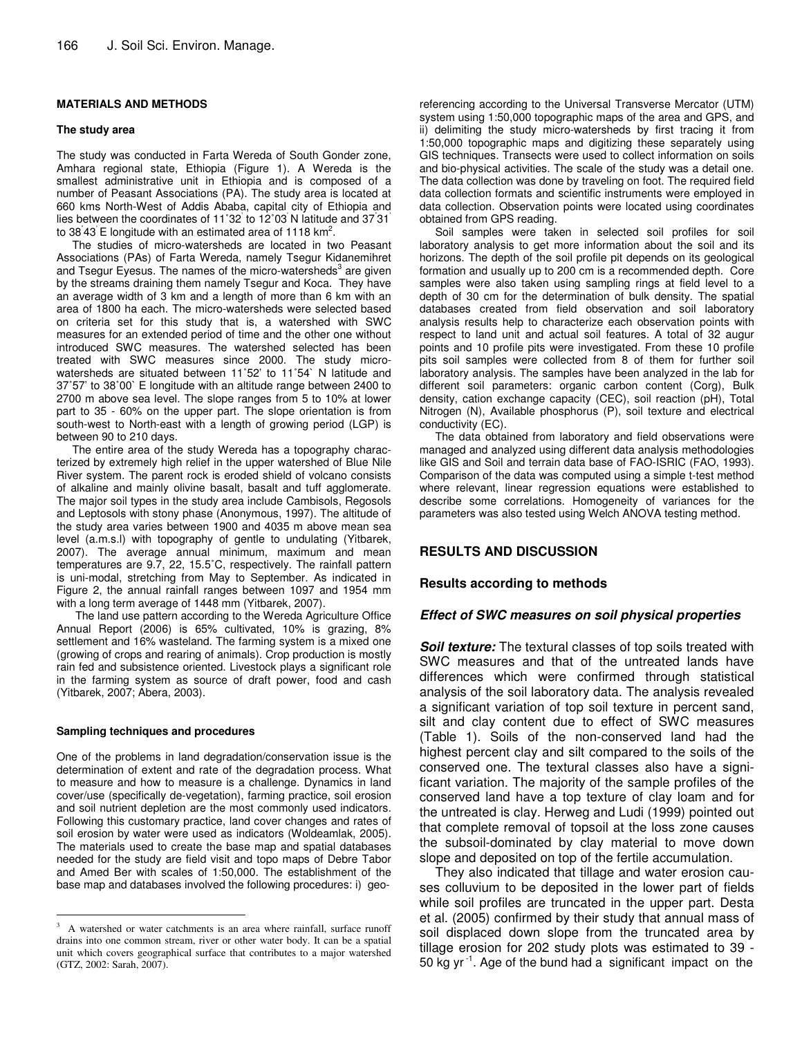## MATERIALS AND METHODS

### The study area

The study was conducted in Farta Wereda of South Gonder zone, Amhara regional state, Ethiopia (Figure 1). A Wereda is the smallest administrative unit in Ethiopia and is composed of a number of Peasant Associations (PA). The study area is located at 660 kms North-West of Addis Ababa, capital city of Ethiopia and lies between the coordinates of 11°32' to 12°03' N latitude and 37°31' to 38°43' E longitude with an estimated area of 1118 km$^2$.

The studies of micro-watersheds are located in two Peasant Associations (PAs) of Farta Wereda, namely Tsegur Kidanemihret and Tsegur Eyesus. The names of the micro-watersheds[3] are given by the streams draining them namely Tsegur and Koca. They have an average width of 3 km and a length of more than 6 km with an area of 1800 ha each. The micro-watersheds were selected based on criteria set for this study that is, a watershed with SWC measures for an extended period of time and the other one without introduced SWC measures. The watershed selected has been treated with SWC measures since 2000. The study micro-watersheds are situated between 11°52' to 11°54' N latitude and 37°57' to 38°00' E longitude with an altitude range between 2400 to 2700 m above sea level. The slope ranges from 5 to 10% at lower part to 35 - 60% on the upper part. The slope orientation is from south-west to North-east with a length of growing period (LGP) is between 90 to 210 days.

The entire area of the study Wereda has a topography characterized by extremely high relief in the upper watershed of Blue Nile River system. The parent rock is eroded shield of volcano consists of alkaline and mainly olivine basalt, basalt and tuff agglomerate. The major soil types in the study area include Cambisols, Regosols and Leptosols with stony phase (Anonymous, 1997). The altitude of the study area varies between 1900 and 4035 m above mean sea level (a.m.s.l) with topography of gentle to undulating (Yitbarek, 2007). The average annual minimum, maximum and mean temperatures are 9.7, 22, 15.5°C, respectively. The rainfall pattern is uni-modal, stretching from May to September. As indicated in Figure 2, the annual rainfall ranges between 1097 and 1954 mm with a long term average of 1448 mm (Yitbarek, 2007).

The land use pattern according to the Wereda Agriculture Office Annual Report (2006) is 65% cultivated, 10% is grazing, 8% settlement and 16% wasteland. The farming system is a mixed one (growing of crops and rearing of animals). Crop production is mostly rain fed and subsistence oriented. Livestock plays a significant role in the farming system as source of draft power, food and cash (Yitbarek, 2007; Abera, 2003).

### Sampling techniques and procedures

One of the problems in land degradation/conservation issue is the determination of extent and rate of the degradation process. What to measure and how to measure is a challenge. Dynamics in land cover/use (specifically de-vegetation), farming practice, soil erosion and soil nutrient depletion are the most commonly used indicators. Following this customary practice, land cover changes and rates of soil erosion by water were used as indicators (Woldeamlak, 2005). The materials used to create the base map and spatial databases needed for the study are field visit and topo maps of Debre Tabor and Amed Ber with scales of 1:50,000. The establishment of the base map and databases involved the following procedures: i) geo-referencing according to the Universal Transverse Mercator (UTM) system using 1:50,000 topographic maps of the area and GPS, and ii) delimiting the study micro-watersheds by first tracing it from 1:50,000 topographic maps and digitizing these separately using GIS techniques. Transects were used to collect information on soils and bio-physical activities. The scale of the study was a detail one. The data collection was done by traveling on foot. The required field data collection formats and scientific instruments were employed in data collection. Observation points were located using coordinates obtained from GPS reading.

Soil samples were taken in selected soil profiles for soil laboratory analysis to get more information about the soil and its horizons. The depth of the soil profile pit depends on its geological formation and usually up to 200 cm is a recommended depth. Core samples were also taken using sampling rings at field level to a depth of 30 cm for the determination of bulk density. The spatial databases created from field observation and soil laboratory analysis results help to characterize each observation points with respect to land unit and actual soil features. A total of 32 augur points and 10 profile pits were investigated. From these 10 profile pits soil samples were collected from 8 of them for further soil laboratory analysis. The samples have been analyzed in the lab for different soil parameters: organic carbon content (Corg), Bulk density, cation exchange capacity (CEC), soil reaction (pH), Total Nitrogen (N), Available phosphorus (P), soil texture and electrical conductivity (EC).

The data obtained from laboratory and field observations were managed and analyzed using different data analysis methodologies like GIS and Soil and terrain data base of FAO-ISRIC (FAO, 1993). Comparison of the data was computed using a simple t-test method where relevant, linear regression equations were established to describe some correlations. Homogeneity of variances for the parameters was also tested using Welch ANOVA testing method.

## RESULTS AND DISCUSSION

### Results according to methods

### *Effect of SWC measures on soil physical properties*

***Soil texture:*** The textural classes of top soils treated with SWC measures and that of the untreated lands have differences which were confirmed through statistical analysis of the soil laboratory data. The analysis revealed a significant variation of top soil texture in percent sand, silt and clay content due to effect of SWC measures (Table 1). Soils of the non-conserved land had the highest percent clay and silt compared to the soils of the conserved one. The textural classes also have a significant variation. The majority of the sample profiles of the conserved land have a top texture of clay loam and for the untreated is clay. Herweg and Ludi (1999) pointed out that complete removal of topsoil at the loss zone causes the subsoil-dominated by clay material to move down slope and deposited on top of the fertile accumulation.

They also indicated that tillage and water erosion causes colluvium to be deposited in the lower part of fields while soil profiles are truncated in the upper part. Desta et al. (2005) confirmed by their study that annual mass of soil displaced down slope from the truncated area by tillage erosion for 202 study plots was estimated to 39 - 50 kg yr$^{-1}$. Age of the bund had a significant impact on the

---

[3] A watershed or water catchments is an area where rainfall, surface runoff drains into one common stream, river or other water body. It can be a spatial unit which covers geographical surface that contributes to a major watershed (GTZ, 2002: Sarah, 2007).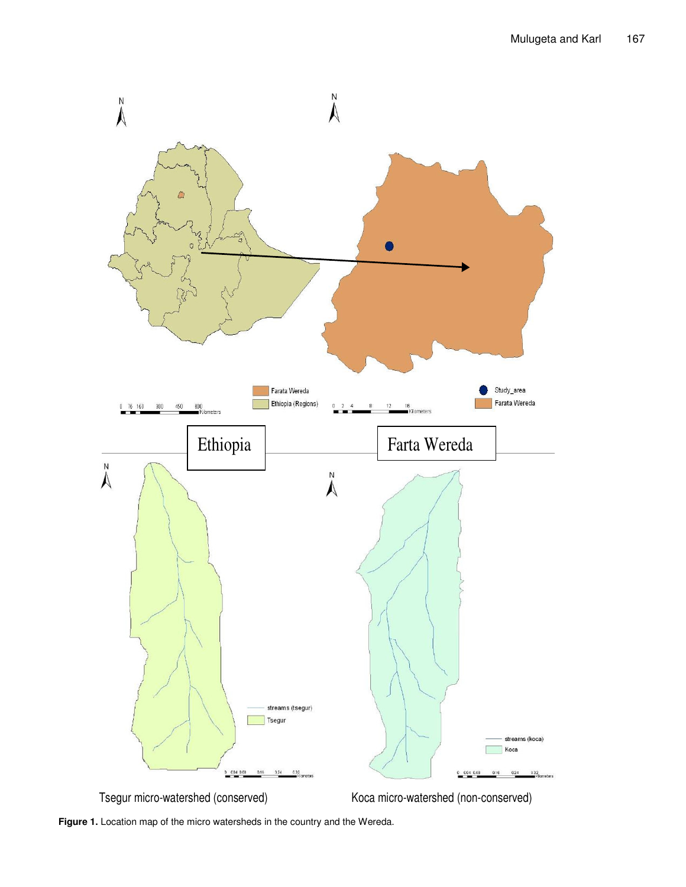**Figure 1.** Location map of the micro watersheds in the country and the Wereda.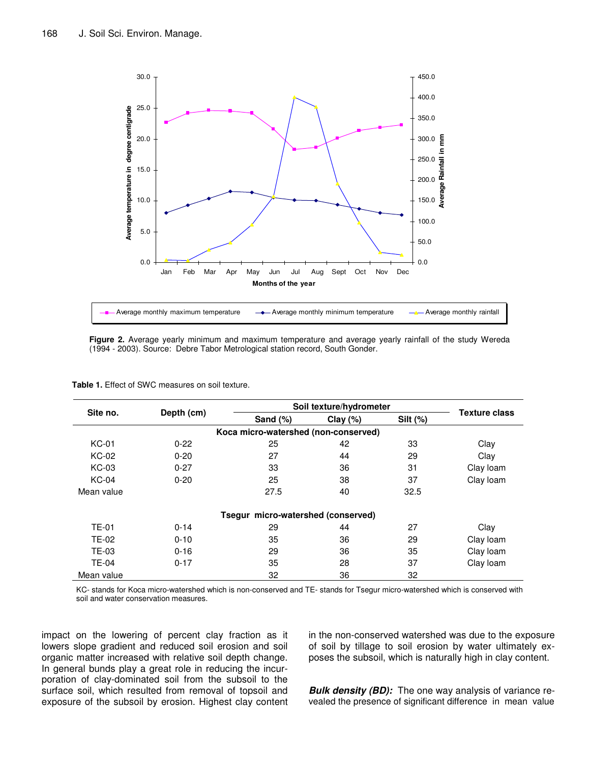**Figure 2.** Average yearly minimum and maximum temperature and average yearly rainfall of the study Wereda (1994 - 2003). Source: Debre Tabor Metrological station record, South Gonder.

**Table 1.** Effect of SWC measures on soil texture.

| Site no. | Depth (cm) | Soil texture/hydrometer | | | Texture class |
|---|---|---|---|---|---|
| | | Sand (%) | Clay (%) | Silt (%) | |
| **Koca micro-watershed (non-conserved)** | | | | | |
| KC-01 | 0-22 | 25 | 42 | 33 | Clay |
| KC-02 | 0-20 | 27 | 44 | 29 | Clay |
| KC-03 | 0-27 | 33 | 36 | 31 | Clay loam |
| KC-04 | 0-20 | 25 | 38 | 37 | Clay loam |
| Mean value | | 27.5 | 40 | 32.5 | |
| **Tsegur micro-watershed (conserved)** | | | | | |
| TE-01 | 0-14 | 29 | 44 | 27 | Clay |
| TE-02 | 0-10 | 35 | 36 | 29 | Clay loam |
| TE-03 | 0-16 | 29 | 36 | 35 | Clay loam |
| TE-04 | 0-17 | 35 | 28 | 37 | Clay loam |
| Mean value | | 32 | 36 | 32 | |

KC- stands for Koca micro-watershed which is non-conserved and TE- stands for Tsegur micro-watershed which is conserved with soil and water conservation measures.

impact on the lowering of percent clay fraction as it lowers slope gradient and reduced soil erosion and soil organic matter increased with relative soil depth change. In general bunds play a great role in reducing the incurporation of clay-dominated soil from the subsoil to the surface soil, which resulted from removal of topsoil and exposure of the subsoil by erosion. Highest clay content in the non-conserved watershed was due to the exposure of soil by tillage to soil erosion by water ultimately exposes the subsoil, which is naturally high in clay content.

***Bulk density (BD):*** The one way analysis of variance revealed the presence of significant difference in mean value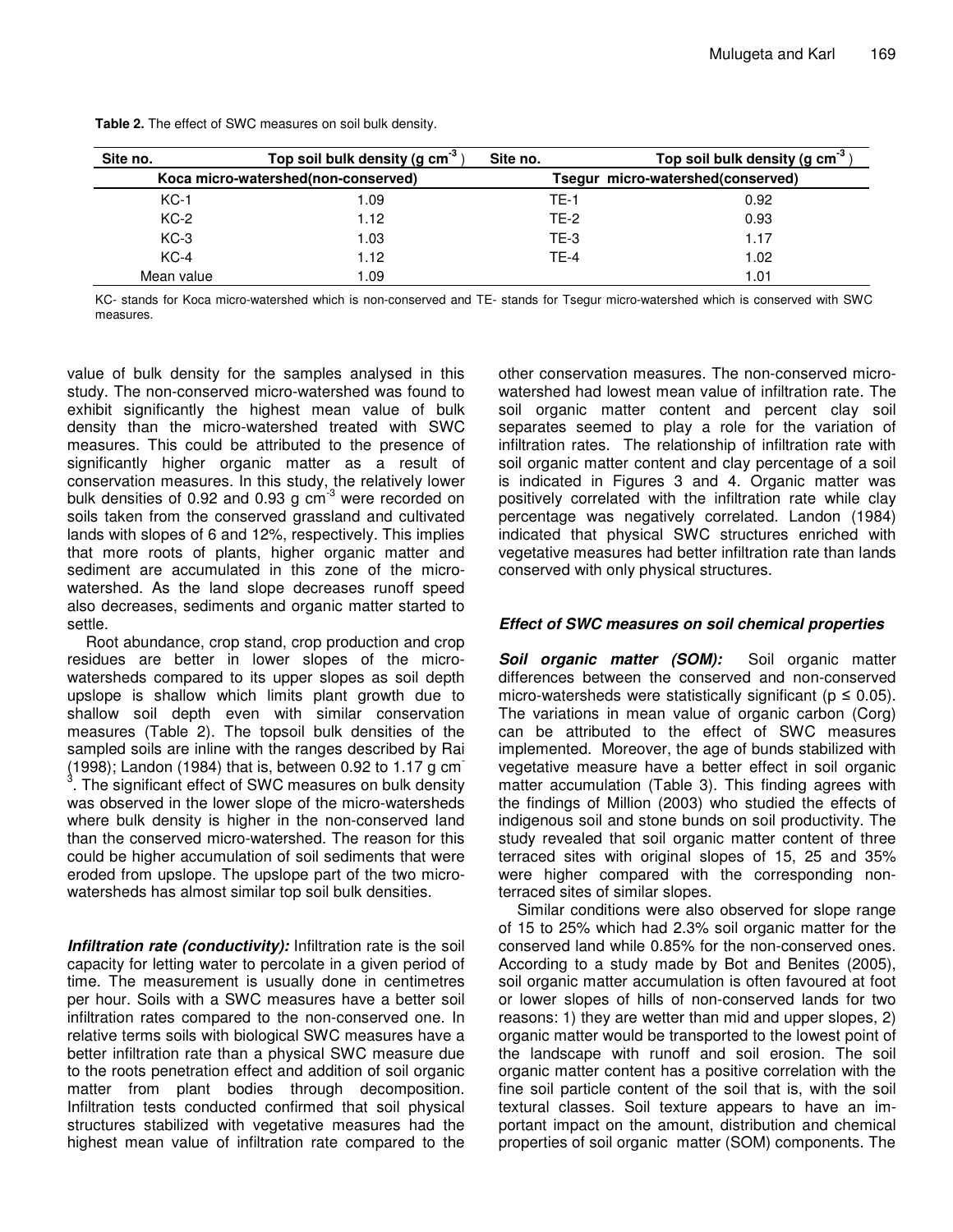**Table 2.** The effect of SWC measures on soil bulk density.

| Site no. | Top soil bulk density (g $cm^{-3}$) | Site no. | Top soil bulk density (g $cm^{-3}$) |
|---|---|---|---|
| Koca micro-watershed(non-conserved) | | Tsegur micro-watershed(conserved) | |
| KC-1 | 1.09 | TE-1 | 0.92 |
| KC-2 | 1.12 | TE-2 | 0.93 |
| KC-3 | 1.03 | TE-3 | 1.17 |
| KC-4 | 1.12 | TE-4 | 1.02 |
| Mean value | 1.09 | | 1.01 |

KC- stands for Koca micro-watershed which is non-conserved and TE- stands for Tsegur micro-watershed which is conserved with SWC measures.

value of bulk density for the samples analysed in this study. The non-conserved micro-watershed was found to exhibit significantly the highest mean value of bulk density than the micro-watershed treated with SWC measures. This could be attributed to the presence of significantly higher organic matter as a result of conservation measures. In this study, the relatively lower bulk densities of 0.92 and 0.93 g $cm^{-3}$ were recorded on soils taken from the conserved grassland and cultivated lands with slopes of 6 and 12%, respectively. This implies that more roots of plants, higher organic matter and sediment are accumulated in this zone of the micro-watershed. As the land slope decreases runoff speed also decreases, sediments and organic matter started to settle.

Root abundance, crop stand, crop production and crop residues are better in lower slopes of the micro-watersheds compared to its upper slopes as soil depth upslope is shallow which limits plant growth due to shallow soil depth even with similar conservation measures (Table 2). The topsoil bulk densities of the sampled soils are inline with the ranges described by Rai (1998); Landon (1984) that is, between 0.92 to 1.17 g $cm^{-3}$. The significant effect of SWC measures on bulk density was observed in the lower slope of the micro-watersheds where bulk density is higher in the non-conserved land than the conserved micro-watershed. The reason for this could be higher accumulation of soil sediments that were eroded from upslope. The upslope part of the two micro-watersheds has almost similar top soil bulk densities.

***Infiltration rate (conductivity):*** Infiltration rate is the soil capacity for letting water to percolate in a given period of time. The measurement is usually done in centimetres per hour. Soils with a SWC measures have a better soil infiltration rates compared to the non-conserved one. In relative terms soils with biological SWC measures have a better infiltration rate than a physical SWC measure due to the roots penetration effect and addition of soil organic matter from plant bodies through decomposition. Infiltration tests conducted confirmed that soil physical structures stabilized with vegetative measures had the highest mean value of infiltration rate compared to the other conservation measures. The non-conserved micro-watershed had lowest mean value of infiltration rate. The soil organic matter content and percent clay soil separates seemed to play a role for the variation of infiltration rates. The relationship of infiltration rate with soil organic matter content and clay percentage of a soil is indicated in Figures 3 and 4. Organic matter was positively correlated with the infiltration rate while clay percentage was negatively correlated. Landon (1984) indicated that physical SWC structures enriched with vegetative measures had better infiltration rate than lands conserved with only physical structures.

### *Effect of SWC measures on soil chemical properties*

***Soil organic matter (SOM):*** Soil organic matter differences between the conserved and non-conserved micro-watersheds were statistically significant ($p \leq 0.05$). The variations in mean value of organic carbon ($C_{org}$) can be attributed to the effect of SWC measures implemented. Moreover, the age of bunds stabilized with vegetative measure have a better effect in soil organic matter accumulation (Table 3). This finding agrees with the findings of Million (2003) who studied the effects of indigenous soil and stone bunds on soil productivity. The study revealed that soil organic matter content of three terraced sites with original slopes of 15, 25 and 35% were higher compared with the corresponding non-terraced sites of similar slopes.

Similar conditions were also observed for slope range of 15 to 25% which had 2.3% soil organic matter for the conserved land while 0.85% for the non-conserved ones. According to a study made by Bot and Benites (2005), soil organic matter accumulation is often favoured at foot or lower slopes of hills of non-conserved lands for two reasons: 1) they are wetter than mid and upper slopes, 2) organic matter would be transported to the lowest point of the landscape with runoff and soil erosion. The soil organic matter content has a positive correlation with the fine soil particle content of the soil that is, with the soil textural classes. Soil texture appears to have an important impact on the amount, distribution and chemical properties of soil organic matter (SOM) components. The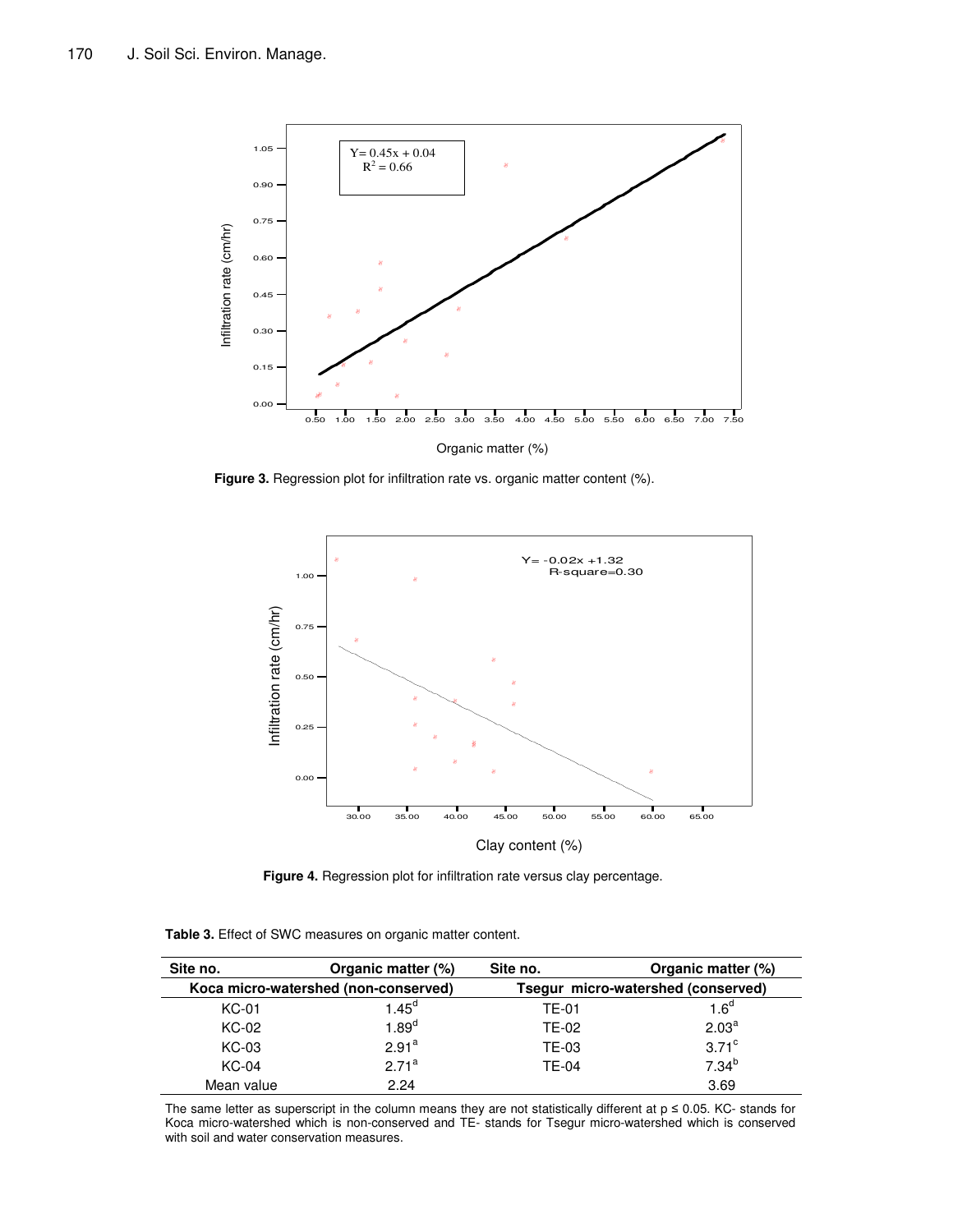**Figure 3.** Regression plot for infiltration rate vs. organic matter content (%).

**Figure 4.** Regression plot for infiltration rate versus clay percentage.

**Table 3.** Effect of SWC measures on organic matter content.

| Site no. | Organic matter (%) | Site no. | Organic matter (%) |
|---|---|---|---|
| Koca micro-watershed (non-conserved) | | Tsegur micro-watershed (conserved) | |
| KC-01 | 1.45[d] | TE-01 | 1.6[d] |
| KC-02 | 1.89[d] | TE-02 | 2.03[a] |
| KC-03 | 2.91[a] | TE-03 | 3.71[c] |
| KC-04 | 2.71[a] | TE-04 | 7.34[b] |
| Mean value | 2.24 | | 3.69 |

The same letter as superscript in the column means they are not statistically different at $p \leq 0.05$. KC- stands for Koca micro-watershed which is non-conserved and TE- stands for Tsegur micro-watershed which is conserved with soil and water conservation measures.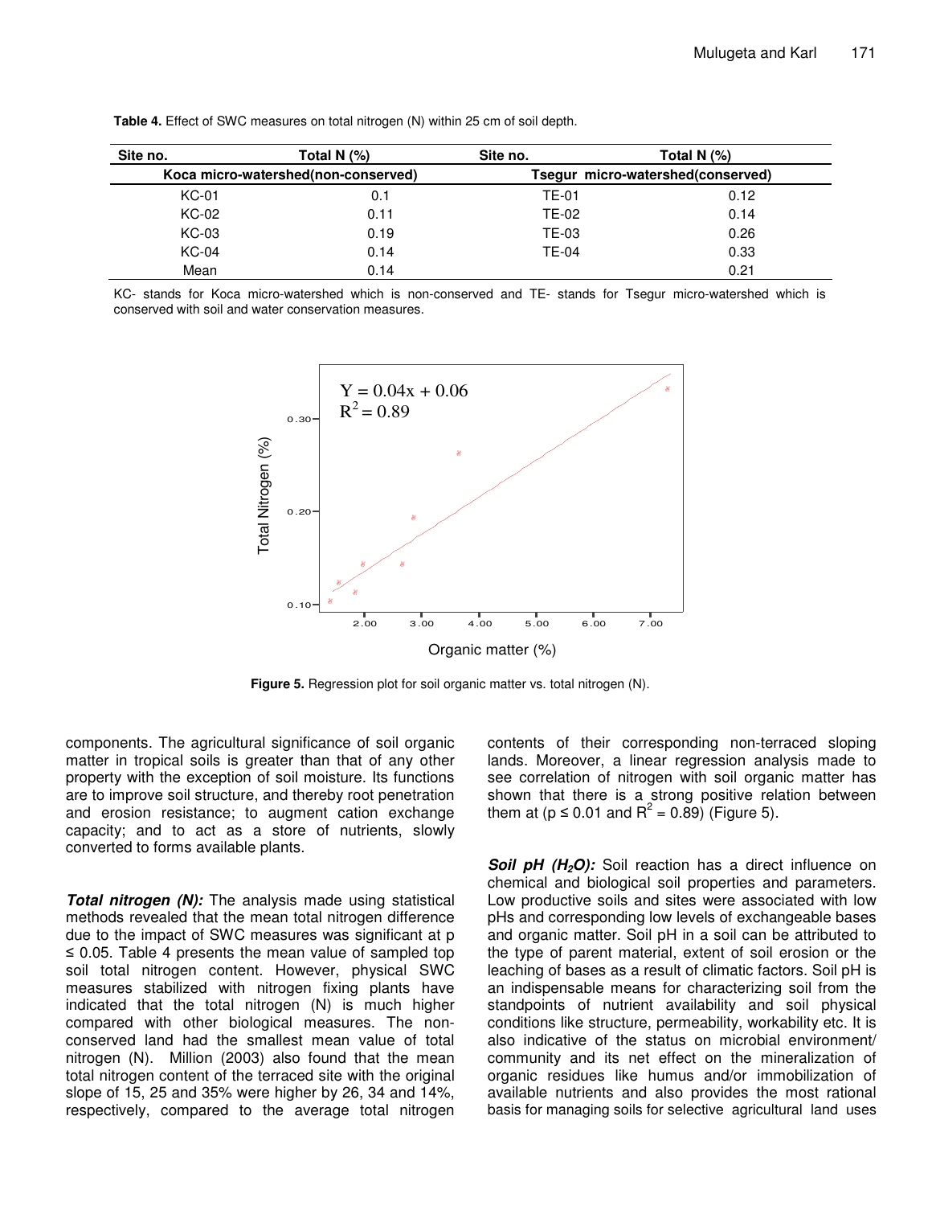**Table 4.** Effect of SWC measures on total nitrogen (N) within 25 cm of soil depth.

| Site no. | Total N (%) | Site no. | Total N (%) |
|---|---|---|---|
| Koca micro-watershed(non-conserved) | | Tsegur micro-watershed(conserved) | |
| KC-01 | 0.1 | TE-01 | 0.12 |
| KC-02 | 0.11 | TE-02 | 0.14 |
| KC-03 | 0.19 | TE-03 | 0.26 |
| KC-04 | 0.14 | TE-04 | 0.33 |
| Mean | 0.14 | | 0.21 |

KC- stands for Koca micro-watershed which is non-conserved and TE- stands for Tsegur micro-watershed which is conserved with soil and water conservation measures.

**Figure 5.** Regression plot for soil organic matter vs. total nitrogen (N).

components. The agricultural significance of soil organic matter in tropical soils is greater than that of any other property with the exception of soil moisture. Its functions are to improve soil structure, and thereby root penetration and erosion resistance; to augment cation exchange capacity; and to act as a store of nutrients, slowly converted to forms available plants.

***Total nitrogen (N):*** The analysis made using statistical methods revealed that the mean total nitrogen difference due to the impact of SWC measures was significant at $p \leq 0.05$. Table 4 presents the mean value of sampled top soil total nitrogen content. However, physical SWC measures stabilized with nitrogen fixing plants have indicated that the total nitrogen (N) is much higher compared with other biological measures. The non-conserved land had the smallest mean value of total nitrogen (N). Million (2003) also found that the mean total nitrogen content of the terraced site with the original slope of 15, 25 and 35% were higher by 26, 34 and 14%, respectively, compared to the average total nitrogen contents of their corresponding non-terraced sloping lands. Moreover, a linear regression analysis made to see correlation of nitrogen with soil organic matter has shown that there is a strong positive relation between them at ($p \leq 0.01$ and $R^2 = 0.89$) (Figure 5).

***Soil pH ($H_2O$):*** Soil reaction has a direct influence on chemical and biological soil properties and parameters. Low productive soils and sites were associated with low pHs and corresponding low levels of exchangeable bases and organic matter. Soil pH in a soil can be attributed to the type of parent material, extent of soil erosion or the leaching of bases as a result of climatic factors. Soil pH is an indispensable means for characterizing soil from the standpoints of nutrient availability and soil physical conditions like structure, permeability, workability etc. It is also indicative of the status on microbial environment/ community and its net effect on the mineralization of organic residues like humus and/or immobilization of available nutrients and also provides the most rational basis for managing soils for selective agricultural land uses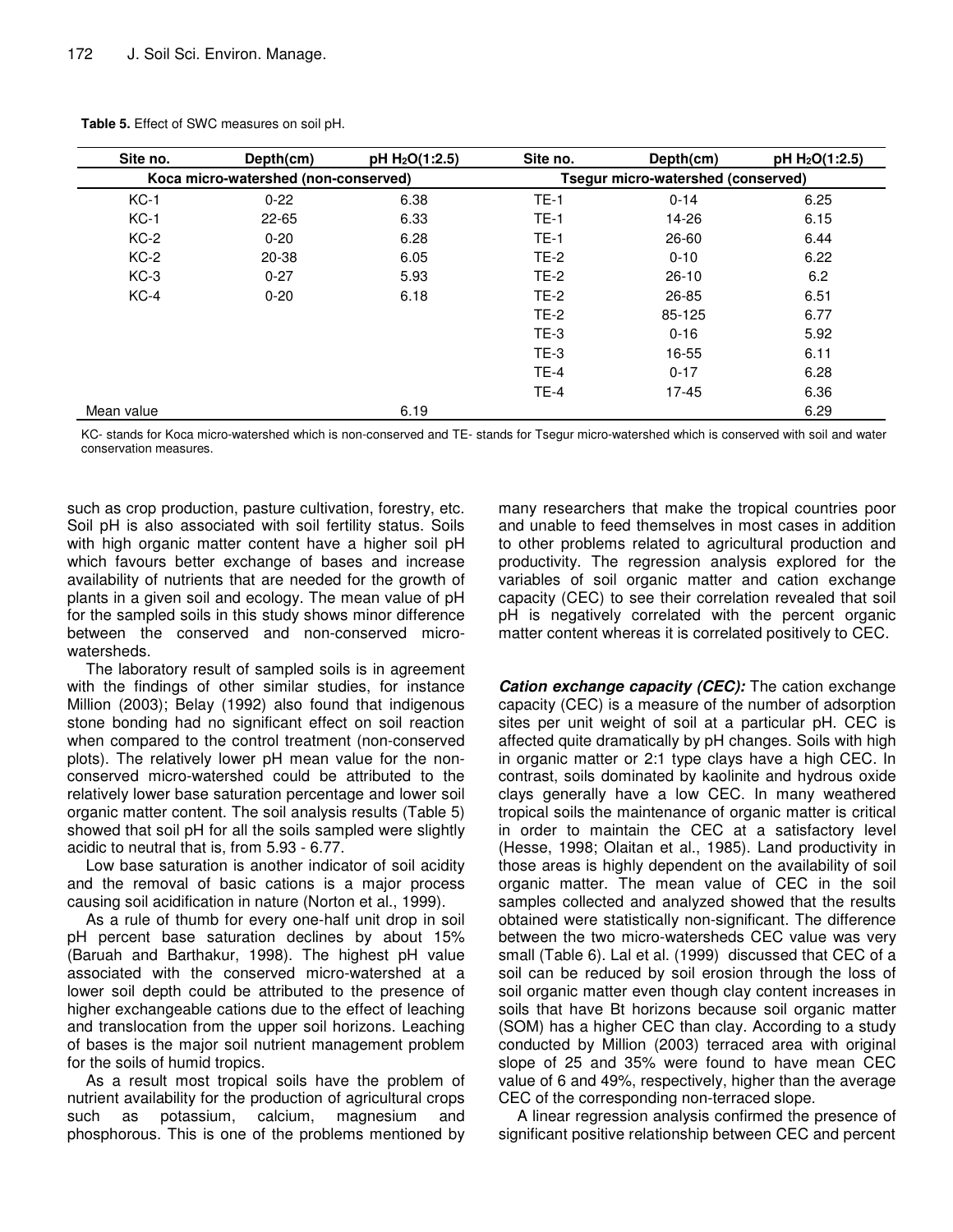**Table 5.** Effect of SWC measures on soil pH.

| Site no. | Depth(cm) | pH $H_2O$(1:2.5) | Site no. | Depth(cm) | pH $H_2O$(1:2.5) |
|---|---|---|---|---|---|
| Koca micro-watershed (non-conserved) | | | Tsegur micro-watershed (conserved) | | |
| KC-1 | 0-22 | 6.38 | TE-1 | 0-14 | 6.25 |
| KC-1 | 22-65 | 6.33 | TE-1 | 14-26 | 6.15 |
| KC-2 | 0-20 | 6.28 | TE-1 | 26-60 | 6.44 |
| KC-2 | 20-38 | 6.05 | TE-2 | 0-10 | 6.22 |
| KC-3 | 0-27 | 5.93 | TE-2 | 26-10 | 6.2 |
| KC-4 | 0-20 | 6.18 | TE-2 | 26-85 | 6.51 |
| | | | TE-2 | 85-125 | 6.77 |
| | | | TE-3 | 0-16 | 5.92 |
| | | | TE-3 | 16-55 | 6.11 |
| | | | TE-4 | 0-17 | 6.28 |
| | | | TE-4 | 17-45 | 6.36 |
| Mean value | | 6.19 | | | 6.29 |

KC- stands for Koca micro-watershed which is non-conserved and TE- stands for Tsegur micro-watershed which is conserved with soil and water conservation measures.

such as crop production, pasture cultivation, forestry, etc. Soil pH is also associated with soil fertility status. Soils with high organic matter content have a higher soil pH which favours better exchange of bases and increase availability of nutrients that are needed for the growth of plants in a given soil and ecology. The mean value of pH for the sampled soils in this study shows minor difference between the conserved and non-conserved micro-watersheds.

The laboratory result of sampled soils is in agreement with the findings of other similar studies, for instance Million (2003); Belay (1992) also found that indigenous stone bonding had no significant effect on soil reaction when compared to the control treatment (non-conserved plots). The relatively lower pH mean value for the non-conserved micro-watershed could be attributed to the relatively lower base saturation percentage and lower soil organic matter content. The soil analysis results (Table 5) showed that soil pH for all the soils sampled were slightly acidic to neutral that is, from 5.93 - 6.77.

Low base saturation is another indicator of soil acidity and the removal of basic cations is a major process causing soil acidification in nature (Norton et al., 1999).

As a rule of thumb for every one-half unit drop in soil pH percent base saturation declines by about 15% (Baruah and Barthakur, 1998). The highest pH value associated with the conserved micro-watershed at a lower soil depth could be attributed to the presence of higher exchangeable cations due to the effect of leaching and translocation from the upper soil horizons. Leaching of bases is the major soil nutrient management problem for the soils of humid tropics.

As a result most tropical soils have the problem of nutrient availability for the production of agricultural crops such as potassium, calcium, magnesium and phosphorous. This is one of the problems mentioned by many researchers that make the tropical countries poor and unable to feed themselves in most cases in addition to other problems related to agricultural production and productivity. The regression analysis explored for the variables of soil organic matter and cation exchange capacity (CEC) to see their correlation revealed that soil pH is negatively correlated with the percent organic matter content whereas it is correlated positively to CEC.

***Cation exchange capacity (CEC):*** The cation exchange capacity (CEC) is a measure of the number of adsorption sites per unit weight of soil at a particular pH. CEC is affected quite dramatically by pH changes. Soils with high in organic matter or 2:1 type clays have a high CEC. In contrast, soils dominated by kaolinite and hydrous oxide clays generally have a low CEC. In many weathered tropical soils the maintenance of organic matter is critical in order to maintain the CEC at a satisfactory level (Hesse, 1998; Olaitan et al., 1985). Land productivity in those areas is highly dependent on the availability of soil organic matter. The mean value of CEC in the soil samples collected and analyzed showed that the results obtained were statistically non-significant. The difference between the two micro-watersheds CEC value was very small (Table 6). Lal et al. (1999) discussed that CEC of a soil can be reduced by soil erosion through the loss of soil organic matter even though clay content increases in soils that have Bt horizons because soil organic matter (SOM) has a higher CEC than clay. According to a study conducted by Million (2003) terraced area with original slope of 25 and 35% were found to have mean CEC value of 6 and 49%, respectively, higher than the average CEC of the corresponding non-terraced slope.

A linear regression analysis confirmed the presence of significant positive relationship between CEC and percent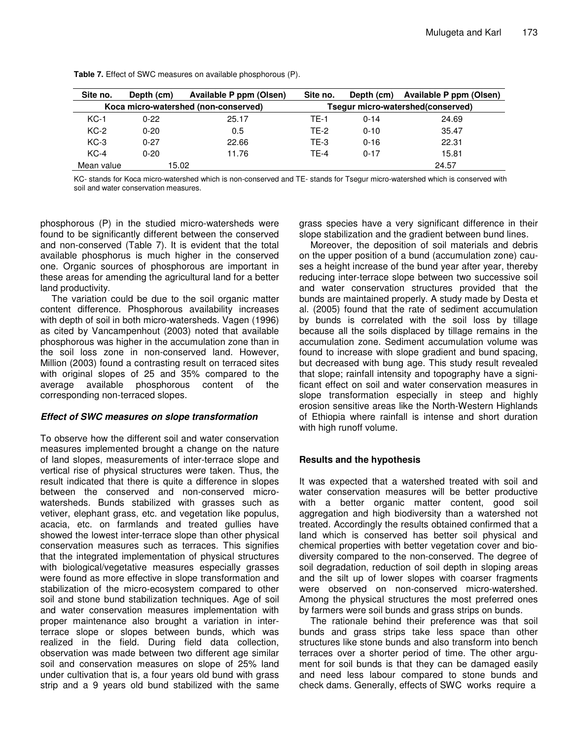**Table 7.** Effect of SWC measures on available phosphorous (P).

| Site no. | Depth (cm) | Available P ppm (Olsen) | Site no. | Depth (cm) | Available P ppm (Olsen) |
|---|---|---|---|---|---|
| Koca micro-watershed (non-conserved) | | | Tsegur micro-watershed(conserved) | | |
| KC-1 | 0-22 | 25.17 | TE-1 | 0-14 | 24.69 |
| KC-2 | 0-20 | 0.5 | TE-2 | 0-10 | 35.47 |
| KC-3 | 0-27 | 22.66 | TE-3 | 0-16 | 22.31 |
| KC-4 | 0-20 | 11.76 | TE-4 | 0-17 | 15.81 |
| Mean value | 15.02 | | | | 24.57 |

KC- stands for Koca micro-watershed which is non-conserved and TE- stands for Tsegur micro-watershed which is conserved with soil and water conservation measures.

phosphorous (P) in the studied micro-watersheds were found to be significantly different between the conserved and non-conserved (Table 7). It is evident that the total available phosphorus is much higher in the conserved one. Organic sources of phosphorous are important in these areas for amending the agricultural land for a better land productivity.

The variation could be due to the soil organic matter content difference. Phosphorous availability increases with depth of soil in both micro-watersheds. Vagen (1996) as cited by Vancampenhout (2003) noted that available phosphorous was higher in the accumulation zone than in the soil loss zone in non-conserved land. However, Million (2003) found a contrasting result on terraced sites with original slopes of 25 and 35% compared to the average available phosphorous content of the corresponding non-terraced slopes.

### *Effect of SWC measures on slope transformation*

To observe how the different soil and water conservation measures implemented brought a change on the nature of land slopes, measurements of inter-terrace slope and vertical rise of physical structures were taken. Thus, the result indicated that there is quite a difference in slopes between the conserved and non-conserved micro-watersheds. Bunds stabilized with grasses such as vetiver, elephant grass, etc. and vegetation like populus, acacia, etc. on farmlands and treated gullies have showed the lowest inter-terrace slope than other physical conservation measures such as terraces. This signifies that the integrated implementation of physical structures with biological/vegetative measures especially grasses were found as more effective in slope transformation and stabilization of the micro-ecosystem compared to other soil and stone bund stabilization techniques. Age of soil and water conservation measures implementation with proper maintenance also brought a variation in inter-terrace slope or slopes between bunds, which was realized in the field. During field data collection, observation was made between two different age similar soil and conservation measures on slope of 25% land under cultivation that is, a four years old bund with grass strip and a 9 years old bund stabilized with the same grass species have a very significant difference in their slope stabilization and the gradient between bund lines.

Moreover, the deposition of soil materials and debris on the upper position of a bund (accumulation zone) causes a height increase of the bund year after year, thereby reducing inter-terrace slope between two successive soil and water conservation structures provided that the bunds are maintained properly. A study made by Desta et al. (2005) found that the rate of sediment accumulation by bunds is correlated with the soil loss by tillage because all the soils displaced by tillage remains in the accumulation zone. Sediment accumulation volume was found to increase with slope gradient and bund spacing, but decreased with bung age. This study result revealed that slope; rainfall intensity and topography have a significant effect on soil and water conservation measures in slope transformation especially in steep and highly erosion sensitive areas like the North-Western Highlands of Ethiopia where rainfall is intense and short duration with high runoff volume.

### **Results and the hypothesis**

It was expected that a watershed treated with soil and water conservation measures will be better productive with a better organic matter content, good soil aggregation and high biodiversity than a watershed not treated. Accordingly the results obtained confirmed that a land which is conserved has better soil physical and chemical properties with better vegetation cover and biodiversity compared to the non-conserved. The degree of soil degradation, reduction of soil depth in sloping areas and the silt up of lower slopes with coarser fragments were observed on non-conserved micro-watershed. Among the physical structures the most preferred ones by farmers were soil bunds and grass strips on bunds.

The rationale behind their preference was that soil bunds and grass strips take less space than other structures like stone bunds and also transform into bench terraces over a shorter period of time. The other argument for soil bunds is that they can be damaged easily and need less labour compared to stone bunds and check dams. Generally, effects of SWC works require a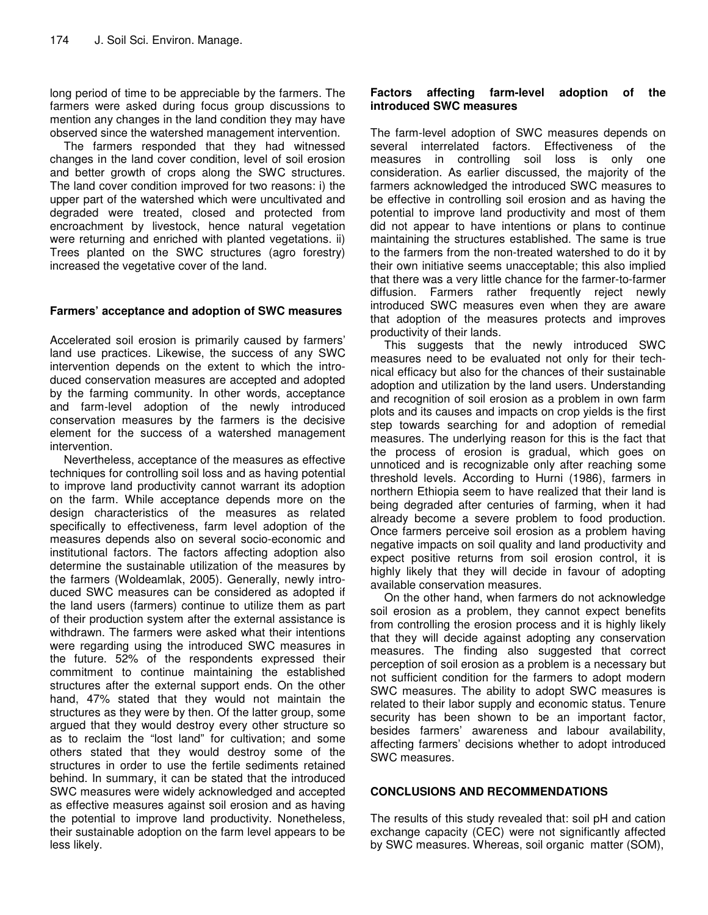long period of time to be appreciable by the farmers. The farmers were asked during focus group discussions to mention any changes in the land condition they may have observed since the watershed management intervention.

The farmers responded that they had witnessed changes in the land cover condition, level of soil erosion and better growth of crops along the SWC structures. The land cover condition improved for two reasons: i) the upper part of the watershed which were uncultivated and degraded were treated, closed and protected from encroachment by livestock, hence natural vegetation were returning and enriched with planted vegetations. ii) Trees planted on the SWC structures (agro forestry) increased the vegetative cover of the land.

## Farmers' acceptance and adoption of SWC measures

Accelerated soil erosion is primarily caused by farmers' land use practices. Likewise, the success of any SWC intervention depends on the extent to which the introduced conservation measures are accepted and adopted by the farming community. In other words, acceptance and farm-level adoption of the newly introduced conservation measures by the farmers is the decisive element for the success of a watershed management intervention.

Nevertheless, acceptance of the measures as effective techniques for controlling soil loss and as having potential to improve land productivity cannot warrant its adoption on the farm. While acceptance depends more on the design characteristics of the measures as related specifically to effectiveness, farm level adoption of the measures depends also on several socio-economic and institutional factors. The factors affecting adoption also determine the sustainable utilization of the measures by the farmers (Woldeamlak, 2005). Generally, newly introduced SWC measures can be considered as adopted if the land users (farmers) continue to utilize them as part of their production system after the external assistance is withdrawn. The farmers were asked what their intentions were regarding using the introduced SWC measures in the future. 52% of the respondents expressed their commitment to continue maintaining the established structures after the external support ends. On the other hand, 47% stated that they would not maintain the structures as they were by then. Of the latter group, some argued that they would destroy every other structure so as to reclaim the "lost land" for cultivation; and some others stated that they would destroy some of the structures in order to use the fertile sediments retained behind. In summary, it can be stated that the introduced SWC measures were widely acknowledged and accepted as effective measures against soil erosion and as having the potential to improve land productivity. Nonetheless, their sustainable adoption on the farm level appears to be less likely.

## Factors affecting farm-level adoption of the introduced SWC measures

The farm-level adoption of SWC measures depends on several interrelated factors. Effectiveness of the measures in controlling soil loss is only one consideration. As earlier discussed, the majority of the farmers acknowledged the introduced SWC measures to be effective in controlling soil erosion and as having the potential to improve land productivity and most of them did not appear to have intentions or plans to continue maintaining the structures established. The same is true to the farmers from the non-treated watershed to do it by their own initiative seems unacceptable; this also implied that there was a very little chance for the farmer-to-farmer diffusion. Farmers rather frequently reject newly introduced SWC measures even when they are aware that adoption of the measures protects and improves productivity of their lands.

This suggests that the newly introduced SWC measures need to be evaluated not only for their technical efficacy but also for the chances of their sustainable adoption and utilization by the land users. Understanding and recognition of soil erosion as a problem in own farm plots and its causes and impacts on crop yields is the first step towards searching for and adoption of remedial measures. The underlying reason for this is the fact that the process of erosion is gradual, which goes on unnoticed and is recognizable only after reaching some threshold levels. According to Hurni (1986), farmers in northern Ethiopia seem to have realized that their land is being degraded after centuries of farming, when it had already become a severe problem to food production. Once farmers perceive soil erosion as a problem having negative impacts on soil quality and land productivity and expect positive returns from soil erosion control, it is highly likely that they will decide in favour of adopting available conservation measures.

On the other hand, when farmers do not acknowledge soil erosion as a problem, they cannot expect benefits from controlling the erosion process and it is highly likely that they will decide against adopting any conservation measures. The finding also suggested that correct perception of soil erosion as a problem is a necessary but not sufficient condition for the farmers to adopt modern SWC measures. The ability to adopt SWC measures is related to their labor supply and economic status. Tenure security has been shown to be an important factor, besides farmers' awareness and labour availability, affecting farmers' decisions whether to adopt introduced SWC measures.

## CONCLUSIONS AND RECOMMENDATIONS

The results of this study revealed that: soil pH and cation exchange capacity (CEC) were not significantly affected by SWC measures. Whereas, soil organic matter (SOM),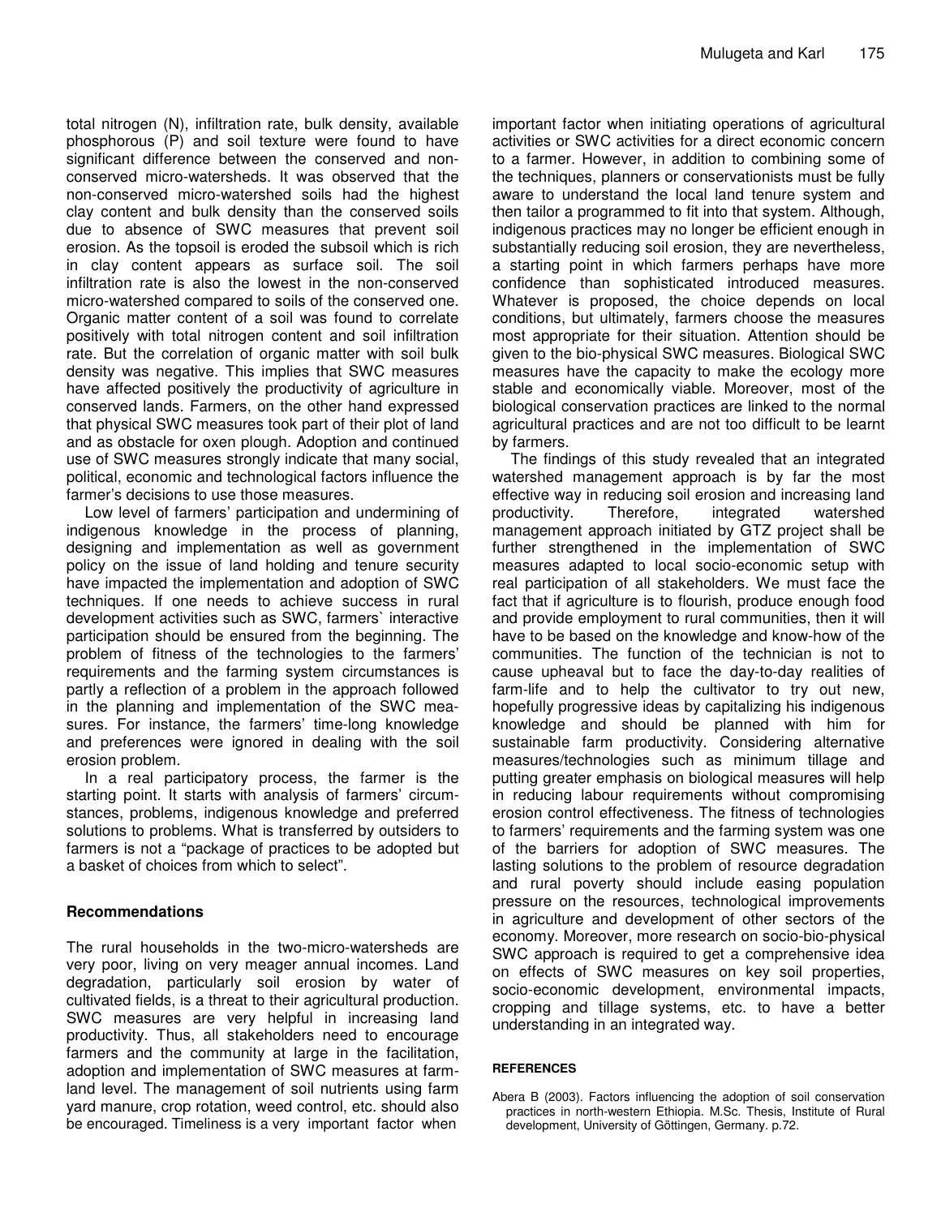total nitrogen (N), infiltration rate, bulk density, available phosphorous (P) and soil texture were found to have significant difference between the conserved and non-conserved micro-watersheds. It was observed that the non-conserved micro-watershed soils had the highest clay content and bulk density than the conserved soils due to absence of SWC measures that prevent soil erosion. As the topsoil is eroded the subsoil which is rich in clay content appears as surface soil. The soil infiltration rate is also the lowest in the non-conserved micro-watershed compared to soils of the conserved one. Organic matter content of a soil was found to correlate positively with total nitrogen content and soil infiltration rate. But the correlation of organic matter with soil bulk density was negative. This implies that SWC measures have affected positively the productivity of agriculture in conserved lands. Farmers, on the other hand expressed that physical SWC measures took part of their plot of land and as obstacle for oxen plough. Adoption and continued use of SWC measures strongly indicate that many social, political, economic and technological factors influence the farmer's decisions to use those measures.

Low level of farmers' participation and undermining of indigenous knowledge in the process of planning, designing and implementation as well as government policy on the issue of land holding and tenure security have impacted the implementation and adoption of SWC techniques. If one needs to achieve success in rural development activities such as SWC, farmers` interactive participation should be ensured from the beginning. The problem of fitness of the technologies to the farmers' requirements and the farming system circumstances is partly a reflection of a problem in the approach followed in the planning and implementation of the SWC measures. For instance, the farmers' time-long knowledge and preferences were ignored in dealing with the soil erosion problem.

In a real participatory process, the farmer is the starting point. It starts with analysis of farmers' circumstances, problems, indigenous knowledge and preferred solutions to problems. What is transferred by outsiders to farmers is not a "package of practices to be adopted but a basket of choices from which to select".

## Recommendations

The rural households in the two-micro-watersheds are very poor, living on very meager annual incomes. Land degradation, particularly soil erosion by water of cultivated fields, is a threat to their agricultural production. SWC measures are very helpful in increasing land productivity. Thus, all stakeholders need to encourage farmers and the community at large in the facilitation, adoption and implementation of SWC measures at farmland level. The management of soil nutrients using farm yard manure, crop rotation, weed control, etc. should also be encouraged. Timeliness is a very important factor when important factor when initiating operations of agricultural activities or SWC activities for a direct economic concern to a farmer. However, in addition to combining some of the techniques, planners or conservationists must be fully aware to understand the local land tenure system and then tailor a programmed to fit into that system. Although, indigenous practices may no longer be efficient enough in substantially reducing soil erosion, they are nevertheless, a starting point in which farmers perhaps have more confidence than sophisticated introduced measures. Whatever is proposed, the choice depends on local conditions, but ultimately, farmers choose the measures most appropriate for their situation. Attention should be given to the bio-physical SWC measures. Biological SWC measures have the capacity to make the ecology more stable and economically viable. Moreover, most of the biological conservation practices are linked to the normal agricultural practices and are not too difficult to be learnt by farmers.

The findings of this study revealed that an integrated watershed management approach is by far the most effective way in reducing soil erosion and increasing land productivity. Therefore, integrated watershed management approach initiated by GTZ project shall be further strengthened in the implementation of SWC measures adapted to local socio-economic setup with real participation of all stakeholders. We must face the fact that if agriculture is to flourish, produce enough food and provide employment to rural communities, then it will have to be based on the knowledge and know-how of the communities. The function of the technician is not to cause upheaval but to face the day-to-day realities of farm-life and to help the cultivator to try out new, hopefully progressive ideas by capitalizing his indigenous knowledge and should be planned with him for sustainable farm productivity. Considering alternative measures/technologies such as minimum tillage and putting greater emphasis on biological measures will help in reducing labour requirements without compromising erosion control effectiveness. The fitness of technologies to farmers' requirements and the farming system was one of the barriers for adoption of SWC measures. The lasting solutions to the problem of resource degradation and rural poverty should include easing population pressure on the resources, technological improvements in agriculture and development of other sectors of the economy. Moreover, more research on socio-bio-physical SWC approach is required to get a comprehensive idea on effects of SWC measures on key soil properties, socio-economic development, environmental impacts, cropping and tillage systems, etc. to have a better understanding in an integrated way.

## REFERENCES

Abera B (2003). Factors influencing the adoption of soil conservation practices in north-western Ethiopia. M.Sc. Thesis, Institute of Rural development, University of Göttingen, Germany. p.72.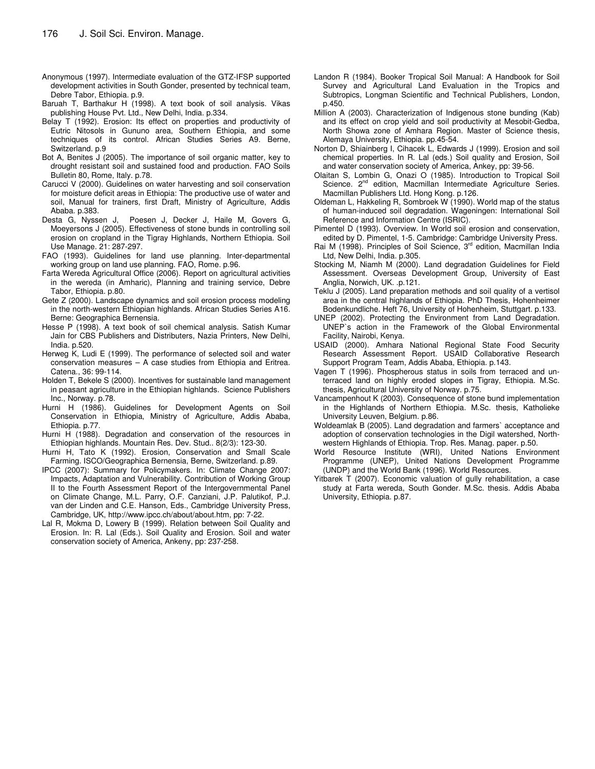Anonymous (1997). Intermediate evaluation of the GTZ-IFSP supported development activities in South Gonder, presented by technical team, Debre Tabor, Ethiopia. p.9.

Baruah T, Barthakur H (1998). A text book of soil analysis. Vikas publishing House Pvt. Ltd., New Delhi, India. p.334.

Belay T (1992). Erosion: Its effect on properties and productivity of Eutric Nitosols in Gununo area, Southern Ethiopia, and some techniques of its control. African Studies Series A9. Berne, Switzerland. p.9

Bot A, Benites J (2005). The importance of soil organic matter, key to drought resistant soil and sustained food and production. FAO Soils Bulletin 80, Rome, Italy. p.78.

Carucci V (2000). Guidelines on water harvesting and soil conservation for moisture deficit areas in Ethiopia: The productive use of water and soil, Manual for trainers, first Draft, Ministry of Agriculture, Addis Ababa. p.383.

Desta G, Nyssen J, Poesen J, Decker J, Haile M, Govers G, Moeyersons J (2005). Effectiveness of stone bunds in controlling soil erosion on cropland in the Tigray Highlands, Northern Ethiopia. Soil Use Manage. 21: 287-297.

FAO (1993). Guidelines for land use planning. Inter-departmental working group on land use planning. FAO, Rome. p.96.

Farta Wereda Agricultural Office (2006). Report on agricultural activities in the wereda (in Amharic), Planning and training service, Debre Tabor, Ethiopia. p.80.

Gete Z (2000). Landscape dynamics and soil erosion process modeling in the north-western Ethiopian highlands. African Studies Series A16. Berne: Geographica Bernensia.

Hesse P (1998). A text book of soil chemical analysis. Satish Kumar Jain for CBS Publishers and Distributers, Nazia Printers, New Delhi, India. p.520.

Herweg K, Ludi E (1999). The performance of selected soil and water conservation measures – A case studies from Ethiopia and Eritrea. Catena., 36: 99-114.

Holden T, Bekele S (2000). Incentives for sustainable land management in peasant agriculture in the Ethiopian highlands. Science Publishers Inc., Norway. p.78.

Hurni H (1986). Guidelines for Development Agents on Soil Conservation in Ethiopia, Ministry of Agriculture, Addis Ababa, Ethiopia. p.77.

Hurni H (1988). Degradation and conservation of the resources in Ethiopian highlands. Mountain Res. Dev. Stud.. 8(2/3): 123-30.

Hurni H, Tato K (1992). Erosion, Conservation and Small Scale Farming. ISCO/Geographica Bernensia, Berne, Switzerland. p.89.

IPCC (2007): Summary for Policymakers. In: Climate Change 2007: Impacts, Adaptation and Vulnerability. Contribution of Working Group II to the Fourth Assessment Report of the Intergovernmental Panel on Climate Change, M.L. Parry, O.F. Canziani, J.P. Palutikof, P.J. van der Linden and C.E. Hanson, Eds., Cambridge University Press, Cambridge, UK, http://www.ipcc.ch/about/about.htm, pp: 7-22.

Lal R, Mokma D, Lowery B (1999). Relation between Soil Quality and Erosion. In: R. Lal (Eds.). Soil Quality and Erosion. Soil and water conservation society of America, Ankeny, pp: 237-258.

Landon R (1984). Booker Tropical Soil Manual: A Handbook for Soil Survey and Agricultural Land Evaluation in the Tropics and Subtropics, Longman Scientific and Technical Publishers, London, p.450.

Million A (2003). Characterization of Indigenous stone bunding (Kab) and its effect on crop yield and soil productivity at Mesobit-Gedba, North Showa zone of Amhara Region. Master of Science thesis, Alemaya University, Ethiopia. pp.45-54.

Norton D, Shiainberg I, Cihacek L, Edwards J (1999). Erosion and soil chemical properties. In R. Lal (eds.) Soil quality and Erosion, Soil and water conservation society of America, Ankey, pp: 39-56.

Olaitan S, Lombin G, Onazi O (1985). Introduction to Tropical Soil Science. 2nd edition, Macmillan Intermediate Agriculture Series. Macmillan Publishers Ltd. Hong Kong. p.126.

Oldeman L, Hakkeling R, Sombroek W (1990). World map of the status of human-induced soil degradation. Wageningen: International Soil Reference and Information Centre (ISRIC).

Pimentel D (1993). Overview. In World soil erosion and conservation, edited by D. Pimentel, 1-5. Cambridge: Cambridge University Press.

Rai M (1998). Principles of Soil Science, 3rd edition, Macmillan India Ltd, New Delhi, India. p.305.

Stocking M, Niamh M (2000). Land degradation Guidelines for Field Assessment. Overseas Development Group, University of East Anglia, Norwich, UK. .p.121.

Teklu J (2005). Land preparation methods and soil quality of a vertisol area in the central highlands of Ethiopia. PhD Thesis, Hohenheimer Bodenkundliche. Heft 76, University of Hohenheim, Stuttgart. p.133.

UNEP (2002). Protecting the Environment from Land Degradation. UNEP`s action in the Framework of the Global Environmental Facility, Nairobi, Kenya.

USAID (2000). Amhara National Regional State Food Security Research Assessment Report. USAID Collaborative Research Support Program Team, Addis Ababa, Ethiopia. p.143.

Vagen T (1996). Phospherous status in soils from terraced and un-terraced land on highly eroded slopes in Tigray, Ethiopia. M.Sc. thesis, Agricultural University of Norway. p.75.

Vancampenhout K (2003). Consequence of stone bund implementation in the Highlands of Northern Ethiopia. M.Sc. thesis, Katholieke University Leuven, Belgium. p.86.

Woldeamlak B (2005). Land degradation and farmers` acceptance and adoption of conservation technologies in the Digil watershed, North-western Highlands of Ethiopia. Trop. Res. Manag. paper. p.50.

World Resource Institute (WRI), United Nations Environment Programme (UNEP), United Nations Development Programme (UNDP) and the World Bank (1996). World Resources.

Yitbarek T (2007). Economic valuation of gully rehabilitation, a case study at Farta wereda, South Gonder. M.Sc. thesis. Addis Ababa University, Ethiopia. p.87.